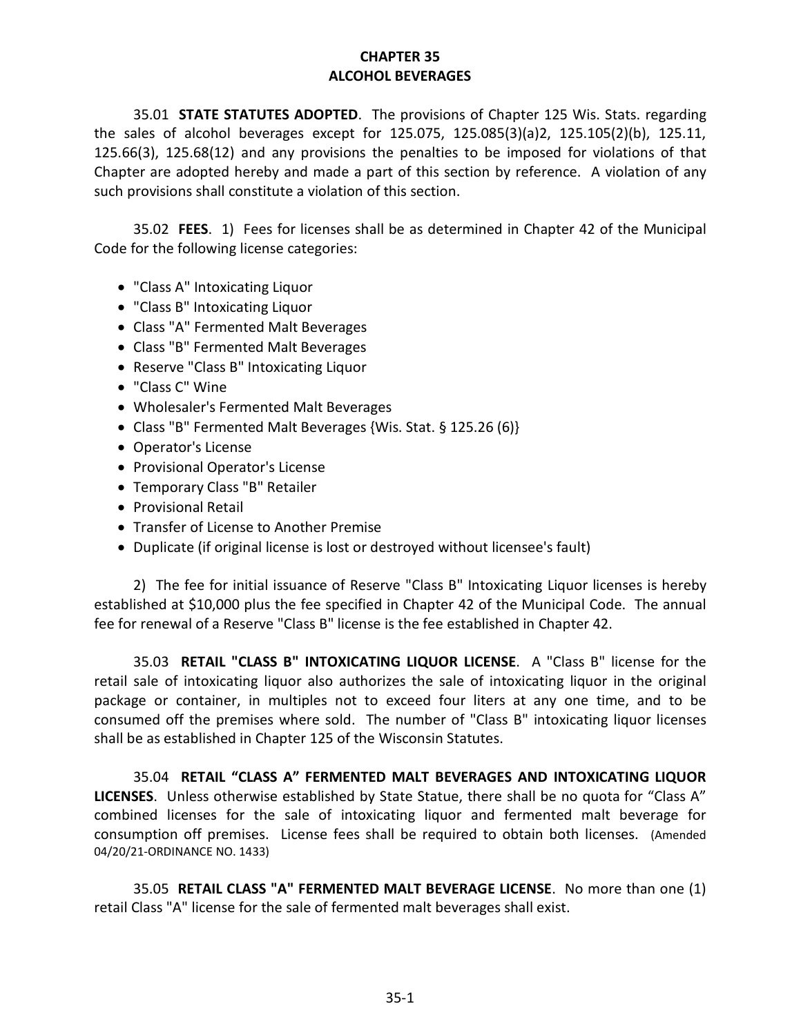# CHAPTER 35
# ALCOHOL BEVERAGES

35.01 **STATE STATUTES ADOPTED**. The provisions of Chapter 125 Wis. Stats. regarding the sales of alcohol beverages except for 125.075, 125.085(3)(a)2, 125.105(2)(b), 125.11, 125.66(3), 125.68(12) and any provisions the penalties to be imposed for violations of that Chapter are adopted hereby and made a part of this section by reference. A violation of any such provisions shall constitute a violation of this section.

35.02 **FEES**. 1) Fees for licenses shall be as determined in Chapter 42 of the Municipal Code for the following license categories:

- "Class A" Intoxicating Liquor
- "Class B" Intoxicating Liquor
- Class "A" Fermented Malt Beverages
- Class "B" Fermented Malt Beverages
- Reserve "Class B" Intoxicating Liquor
- "Class C" Wine
- Wholesaler's Fermented Malt Beverages
- Class "B" Fermented Malt Beverages {Wis. Stat. § 125.26 (6)}
- Operator's License
- Provisional Operator's License
- Temporary Class "B" Retailer
- Provisional Retail
- Transfer of License to Another Premise
- Duplicate (if original license is lost or destroyed without licensee's fault)

2) The fee for initial issuance of Reserve "Class B" Intoxicating Liquor licenses is hereby established at $10,000 plus the fee specified in Chapter 42 of the Municipal Code. The annual fee for renewal of a Reserve "Class B" license is the fee established in Chapter 42.

35.03 **RETAIL "CLASS B" INTOXICATING LIQUOR LICENSE**. A "Class B" license for the retail sale of intoxicating liquor also authorizes the sale of intoxicating liquor in the original package or container, in multiples not to exceed four liters at any one time, and to be consumed off the premises where sold. The number of "Class B" intoxicating liquor licenses shall be as established in Chapter 125 of the Wisconsin Statutes.

35.04 **RETAIL "CLASS A" FERMENTED MALT BEVERAGES AND INTOXICATING LIQUOR LICENSES**. Unless otherwise established by State Statue, there shall be no quota for "Class A" combined licenses for the sale of intoxicating liquor and fermented malt beverage for consumption off premises. License fees shall be required to obtain both licenses. (Amended 04/20/21-ORDINANCE NO. 1433)

35.05 **RETAIL CLASS "A" FERMENTED MALT BEVERAGE LICENSE**. No more than one (1) retail Class "A" license for the sale of fermented malt beverages shall exist.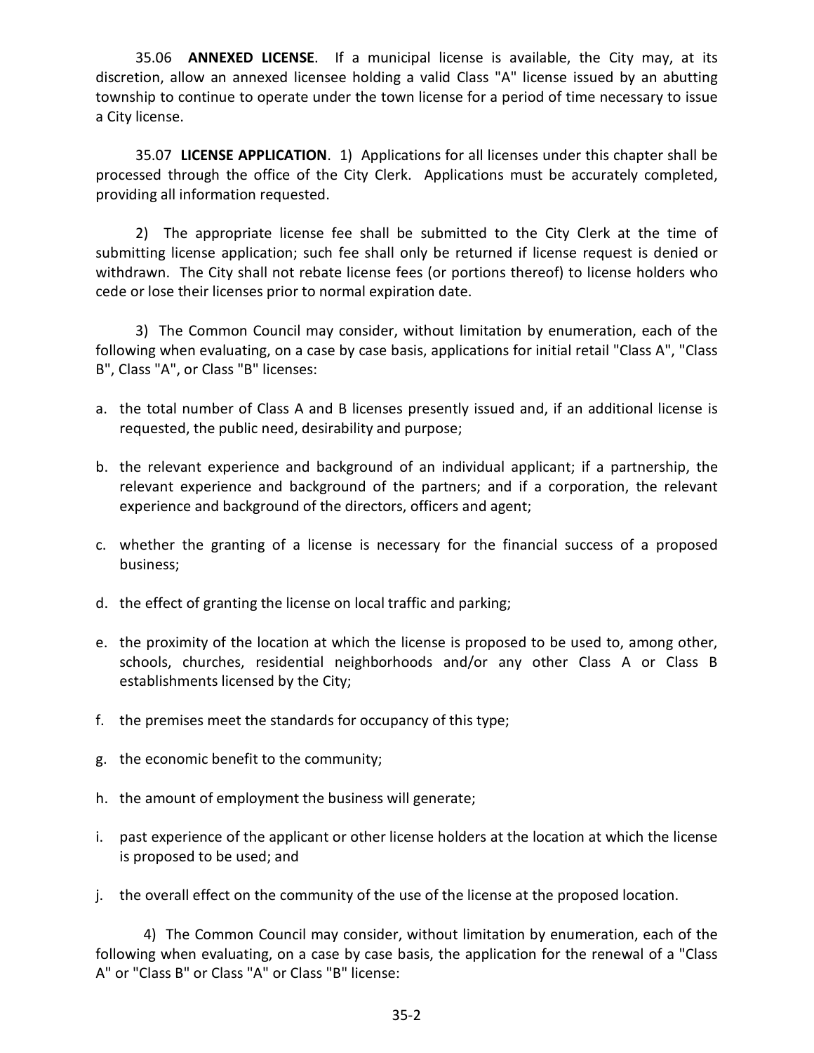35.06 **ANNEXED LICENSE**. If a municipal license is available, the City may, at its discretion, allow an annexed licensee holding a valid Class "A" license issued by an abutting township to continue to operate under the town license for a period of time necessary to issue a City license.

35.07 **LICENSE APPLICATION**. 1) Applications for all licenses under this chapter shall be processed through the office of the City Clerk. Applications must be accurately completed, providing all information requested.

2) The appropriate license fee shall be submitted to the City Clerk at the time of submitting license application; such fee shall only be returned if license request is denied or withdrawn. The City shall not rebate license fees (or portions thereof) to license holders who cede or lose their licenses prior to normal expiration date.

3) The Common Council may consider, without limitation by enumeration, each of the following when evaluating, on a case by case basis, applications for initial retail "Class A", "Class B", Class "A", or Class "B" licenses:

a. the total number of Class A and B licenses presently issued and, if an additional license is requested, the public need, desirability and purpose;

b. the relevant experience and background of an individual applicant; if a partnership, the relevant experience and background of the partners; and if a corporation, the relevant experience and background of the directors, officers and agent;

c. whether the granting of a license is necessary for the financial success of a proposed business;

d. the effect of granting the license on local traffic and parking;

e. the proximity of the location at which the license is proposed to be used to, among other, schools, churches, residential neighborhoods and/or any other Class A or Class B establishments licensed by the City;

f. the premises meet the standards for occupancy of this type;

g. the economic benefit to the community;

h. the amount of employment the business will generate;

i. past experience of the applicant or other license holders at the location at which the license is proposed to be used; and

j. the overall effect on the community of the use of the license at the proposed location.

4) The Common Council may consider, without limitation by enumeration, each of the following when evaluating, on a case by case basis, the application for the renewal of a "Class A" or "Class B" or Class "A" or Class "B" license: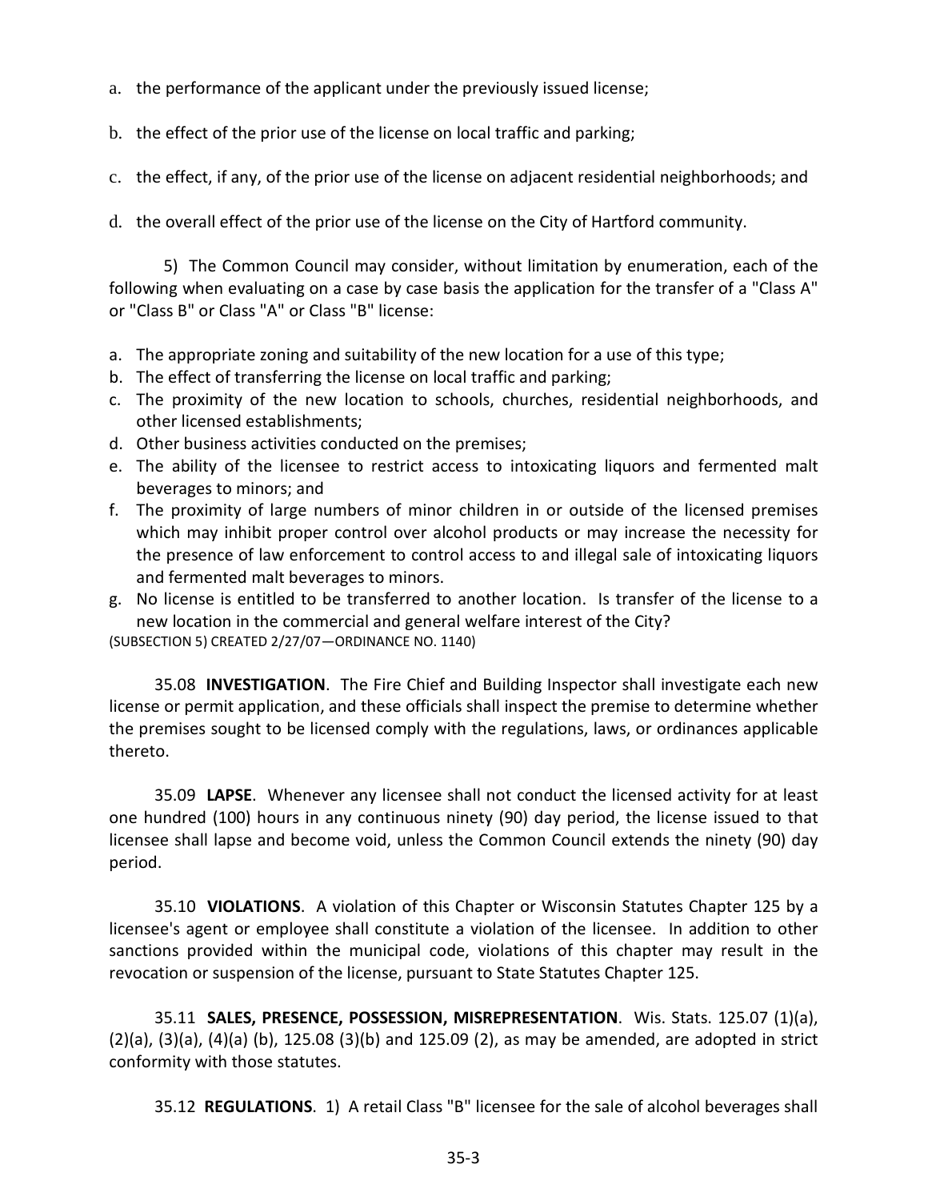a. the performance of the applicant under the previously issued license;

b. the effect of the prior use of the license on local traffic and parking;

c. the effect, if any, of the prior use of the license on adjacent residential neighborhoods; and

d. the overall effect of the prior use of the license on the City of Hartford community.

5) The Common Council may consider, without limitation by enumeration, each of the following when evaluating on a case by case basis the application for the transfer of a "Class A" or "Class B" or Class "A" or Class "B" license:

a. The appropriate zoning and suitability of the new location for a use of this type;
b. The effect of transferring the license on local traffic and parking;
c. The proximity of the new location to schools, churches, residential neighborhoods, and other licensed establishments;
d. Other business activities conducted on the premises;
e. The ability of the licensee to restrict access to intoxicating liquors and fermented malt beverages to minors; and
f. The proximity of large numbers of minor children in or outside of the licensed premises which may inhibit proper control over alcohol products or may increase the necessity for the presence of law enforcement to control access to and illegal sale of intoxicating liquors and fermented malt beverages to minors.
g. No license is entitled to be transferred to another location. Is transfer of the license to a new location in the commercial and general welfare interest of the City?

(SUBSECTION 5) CREATED 2/27/07—ORDINANCE NO. 1140)

35.08 **INVESTIGATION**. The Fire Chief and Building Inspector shall investigate each new license or permit application, and these officials shall inspect the premise to determine whether the premises sought to be licensed comply with the regulations, laws, or ordinances applicable thereto.

35.09 **LAPSE**. Whenever any licensee shall not conduct the licensed activity for at least one hundred (100) hours in any continuous ninety (90) day period, the license issued to that licensee shall lapse and become void, unless the Common Council extends the ninety (90) day period.

35.10 **VIOLATIONS**. A violation of this Chapter or Wisconsin Statutes Chapter 125 by a licensee's agent or employee shall constitute a violation of the licensee. In addition to other sanctions provided within the municipal code, violations of this chapter may result in the revocation or suspension of the license, pursuant to State Statutes Chapter 125.

35.11 **SALES, PRESENCE, POSSESSION, MISREPRESENTATION**. Wis. Stats. 125.07 (1)(a), (2)(a), (3)(a), (4)(a) (b), 125.08 (3)(b) and 125.09 (2), as may be amended, are adopted in strict conformity with those statutes.

35.12 **REGULATIONS**. 1) A retail Class "B" licensee for the sale of alcohol beverages shall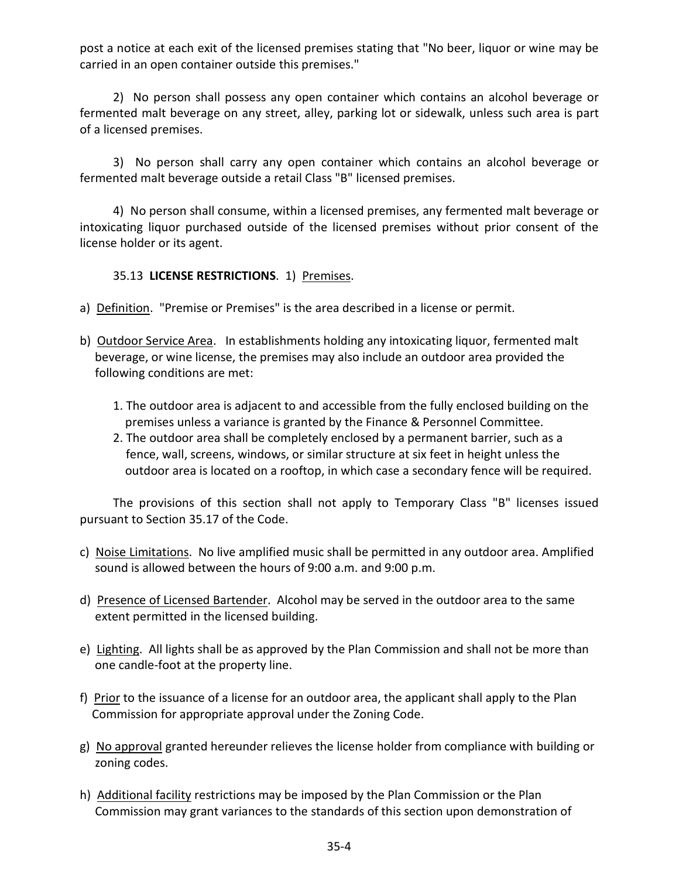post a notice at each exit of the licensed premises stating that "No beer, liquor or wine may be carried in an open container outside this premises."

2) No person shall possess any open container which contains an alcohol beverage or fermented malt beverage on any street, alley, parking lot or sidewalk, unless such area is part of a licensed premises.

3) No person shall carry any open container which contains an alcohol beverage or fermented malt beverage outside a retail Class "B" licensed premises.

4) No person shall consume, within a licensed premises, any fermented malt beverage or intoxicating liquor purchased outside of the licensed premises without prior consent of the license holder or its agent.

35.13 **LICENSE RESTRICTIONS**. 1) Premises.

a) Definition. "Premise or Premises" is the area described in a license or permit.

b) Outdoor Service Area. In establishments holding any intoxicating liquor, fermented malt beverage, or wine license, the premises may also include an outdoor area provided the following conditions are met:

1. The outdoor area is adjacent to and accessible from the fully enclosed building on the premises unless a variance is granted by the Finance & Personnel Committee.
2. The outdoor area shall be completely enclosed by a permanent barrier, such as a fence, wall, screens, windows, or similar structure at six feet in height unless the outdoor area is located on a rooftop, in which case a secondary fence will be required.

The provisions of this section shall not apply to Temporary Class "B" licenses issued pursuant to Section 35.17 of the Code.

c) Noise Limitations. No live amplified music shall be permitted in any outdoor area. Amplified sound is allowed between the hours of 9:00 a.m. and 9:00 p.m.

d) Presence of Licensed Bartender. Alcohol may be served in the outdoor area to the same extent permitted in the licensed building.

e) Lighting. All lights shall be as approved by the Plan Commission and shall not be more than one candle-foot at the property line.

f) Prior to the issuance of a license for an outdoor area, the applicant shall apply to the Plan Commission for appropriate approval under the Zoning Code.

g) No approval granted hereunder relieves the license holder from compliance with building or zoning codes.

h) Additional facility restrictions may be imposed by the Plan Commission or the Plan Commission may grant variances to the standards of this section upon demonstration of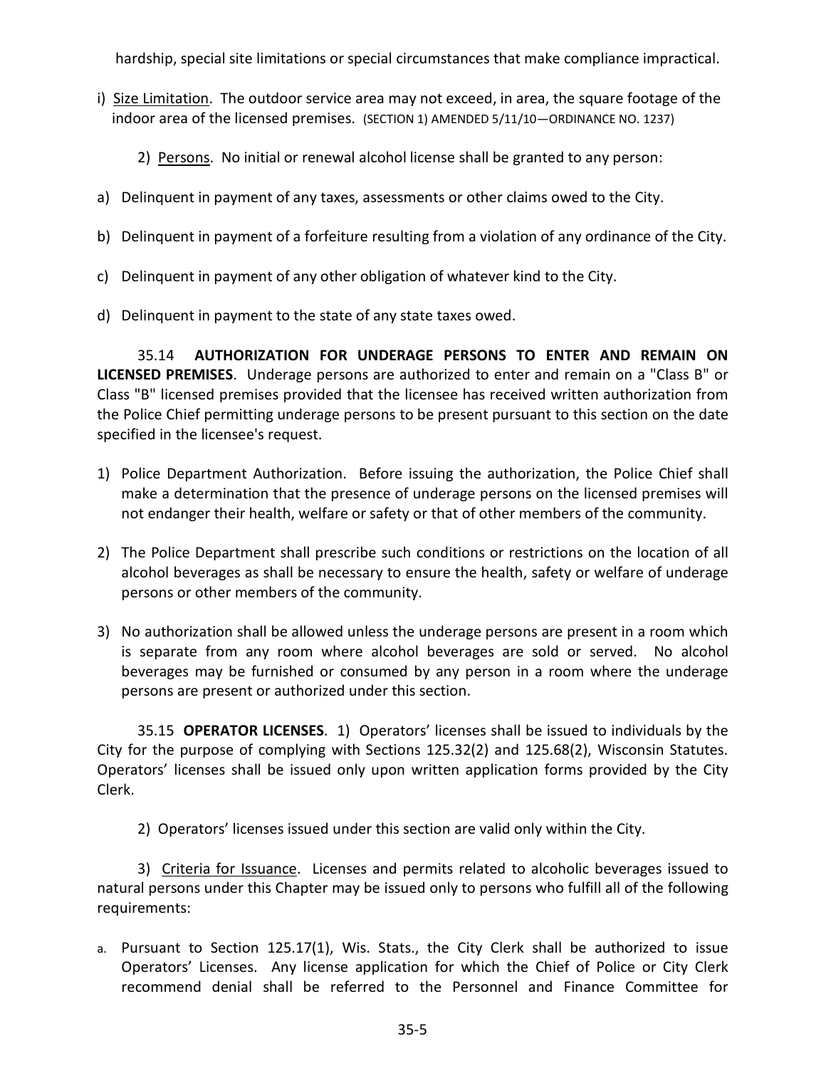hardship, special site limitations or special circumstances that make compliance impractical.

i) Size Limitation. The outdoor service area may not exceed, in area, the square footage of the indoor area of the licensed premises. (SECTION 1) AMENDED 5/11/10—ORDINANCE NO. 1237)

2) Persons. No initial or renewal alcohol license shall be granted to any person:

a) Delinquent in payment of any taxes, assessments or other claims owed to the City.

b) Delinquent in payment of a forfeiture resulting from a violation of any ordinance of the City.

c) Delinquent in payment of any other obligation of whatever kind to the City.

d) Delinquent in payment to the state of any state taxes owed.

35.14 **AUTHORIZATION FOR UNDERAGE PERSONS TO ENTER AND REMAIN ON LICENSED PREMISES**. Underage persons are authorized to enter and remain on a "Class B" or Class "B" licensed premises provided that the licensee has received written authorization from the Police Chief permitting underage persons to be present pursuant to this section on the date specified in the licensee's request.

1) Police Department Authorization. Before issuing the authorization, the Police Chief shall make a determination that the presence of underage persons on the licensed premises will not endanger their health, welfare or safety or that of other members of the community.

2) The Police Department shall prescribe such conditions or restrictions on the location of all alcohol beverages as shall be necessary to ensure the health, safety or welfare of underage persons or other members of the community.

3) No authorization shall be allowed unless the underage persons are present in a room which is separate from any room where alcohol beverages are sold or served. No alcohol beverages may be furnished or consumed by any person in a room where the underage persons are present or authorized under this section.

35.15 **OPERATOR LICENSES**. 1) Operators' licenses shall be issued to individuals by the City for the purpose of complying with Sections 125.32(2) and 125.68(2), Wisconsin Statutes. Operators' licenses shall be issued only upon written application forms provided by the City Clerk.

2) Operators' licenses issued under this section are valid only within the City.

3) Criteria for Issuance. Licenses and permits related to alcoholic beverages issued to natural persons under this Chapter may be issued only to persons who fulfill all of the following requirements:

a. Pursuant to Section 125.17(1), Wis. Stats., the City Clerk shall be authorized to issue Operators' Licenses. Any license application for which the Chief of Police or City Clerk recommend denial shall be referred to the Personnel and Finance Committee for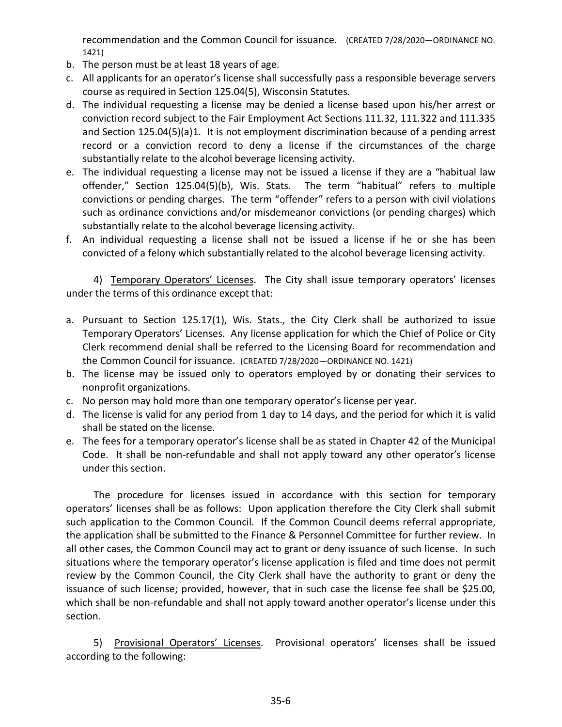recommendation and the Common Council for issuance. (CREATED 7/28/2020—ORDINANCE NO. 1421)

b. The person must be at least 18 years of age.
c. All applicants for an operator's license shall successfully pass a responsible beverage servers course as required in Section 125.04(5), Wisconsin Statutes.
d. The individual requesting a license may be denied a license based upon his/her arrest or conviction record subject to the Fair Employment Act Sections 111.32, 111.322 and 111.335 and Section 125.04(5)(a)1. It is not employment discrimination because of a pending arrest record or a conviction record to deny a license if the circumstances of the charge substantially relate to the alcohol beverage licensing activity.
e. The individual requesting a license may not be issued a license if they are a "habitual law offender," Section 125.04(5)(b), Wis. Stats. The term "habitual" refers to multiple convictions or pending charges. The term "offender" refers to a person with civil violations such as ordinance convictions and/or misdemeanor convictions (or pending charges) which substantially relate to the alcohol beverage licensing activity.
f. An individual requesting a license shall not be issued a license if he or she has been convicted of a felony which substantially related to the alcohol beverage licensing activity.

4) Temporary Operators' Licenses. The City shall issue temporary operators' licenses under the terms of this ordinance except that:

a. Pursuant to Section 125.17(1), Wis. Stats., the City Clerk shall be authorized to issue Temporary Operators' Licenses. Any license application for which the Chief of Police or City Clerk recommend denial shall be referred to the Licensing Board for recommendation and the Common Council for issuance. (CREATED 7/28/2020—ORDINANCE NO. 1421)
b. The license may be issued only to operators employed by or donating their services to nonprofit organizations.
c. No person may hold more than one temporary operator's license per year.
d. The license is valid for any period from 1 day to 14 days, and the period for which it is valid shall be stated on the license.
e. The fees for a temporary operator's license shall be as stated in Chapter 42 of the Municipal Code. It shall be non-refundable and shall not apply toward any other operator's license under this section.

The procedure for licenses issued in accordance with this section for temporary operators' licenses shall be as follows: Upon application therefore the City Clerk shall submit such application to the Common Council. If the Common Council deems referral appropriate, the application shall be submitted to the Finance & Personnel Committee for further review. In all other cases, the Common Council may act to grant or deny issuance of such license. In such situations where the temporary operator's license application is filed and time does not permit review by the Common Council, the City Clerk shall have the authority to grant or deny the issuance of such license; provided, however, that in such case the license fee shall be $25.00, which shall be non-refundable and shall not apply toward another operator's license under this section.

5) Provisional Operators' Licenses. Provisional operators' licenses shall be issued according to the following: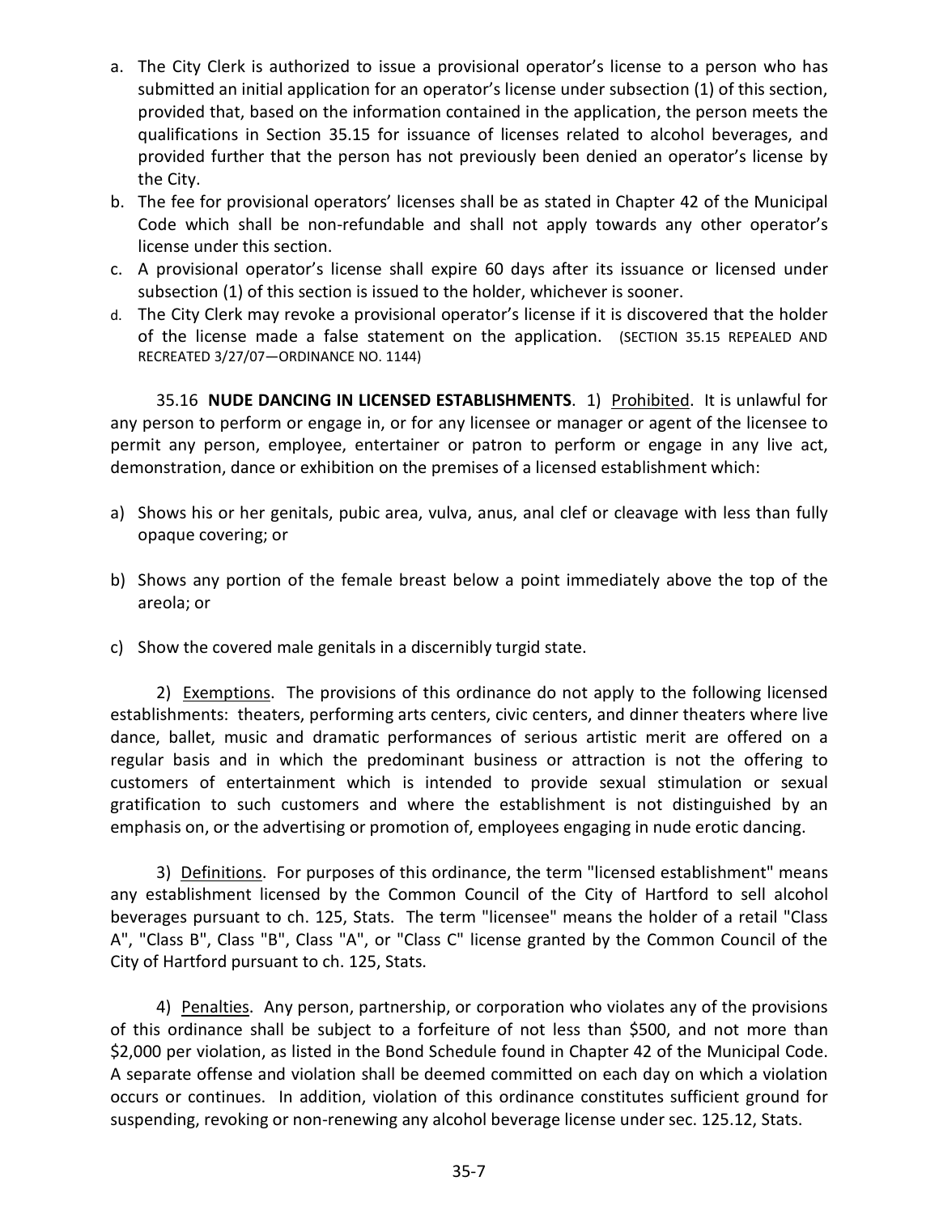a. The City Clerk is authorized to issue a provisional operator's license to a person who has submitted an initial application for an operator's license under subsection (1) of this section, provided that, based on the information contained in the application, the person meets the qualifications in Section 35.15 for issuance of licenses related to alcohol beverages, and provided further that the person has not previously been denied an operator's license by the City.
b. The fee for provisional operators' licenses shall be as stated in Chapter 42 of the Municipal Code which shall be non-refundable and shall not apply towards any other operator's license under this section.
c. A provisional operator's license shall expire 60 days after its issuance or licensed under subsection (1) of this section is issued to the holder, whichever is sooner.
d. The City Clerk may revoke a provisional operator's license if it is discovered that the holder of the license made a false statement on the application. (SECTION 35.15 REPEALED AND RECREATED 3/27/07—ORDINANCE NO. 1144)

35.16 **NUDE DANCING IN LICENSED ESTABLISHMENTS**. 1) Prohibited. It is unlawful for any person to perform or engage in, or for any licensee or manager or agent of the licensee to permit any person, employee, entertainer or patron to perform or engage in any live act, demonstration, dance or exhibition on the premises of a licensed establishment which:

a) Shows his or her genitals, pubic area, vulva, anus, anal clef or cleavage with less than fully opaque covering; or

b) Shows any portion of the female breast below a point immediately above the top of the areola; or

c) Show the covered male genitals in a discernibly turgid state.

2) Exemptions. The provisions of this ordinance do not apply to the following licensed establishments: theaters, performing arts centers, civic centers, and dinner theaters where live dance, ballet, music and dramatic performances of serious artistic merit are offered on a regular basis and in which the predominant business or attraction is not the offering to customers of entertainment which is intended to provide sexual stimulation or sexual gratification to such customers and where the establishment is not distinguished by an emphasis on, or the advertising or promotion of, employees engaging in nude erotic dancing.

3) Definitions. For purposes of this ordinance, the term "licensed establishment" means any establishment licensed by the Common Council of the City of Hartford to sell alcohol beverages pursuant to ch. 125, Stats. The term "licensee" means the holder of a retail "Class A", "Class B", Class "B", Class "A", or "Class C" license granted by the Common Council of the City of Hartford pursuant to ch. 125, Stats.

4) Penalties. Any person, partnership, or corporation who violates any of the provisions of this ordinance shall be subject to a forfeiture of not less than $500, and not more than $2,000 per violation, as listed in the Bond Schedule found in Chapter 42 of the Municipal Code. A separate offense and violation shall be deemed committed on each day on which a violation occurs or continues. In addition, violation of this ordinance constitutes sufficient ground for suspending, revoking or non-renewing any alcohol beverage license under sec. 125.12, Stats.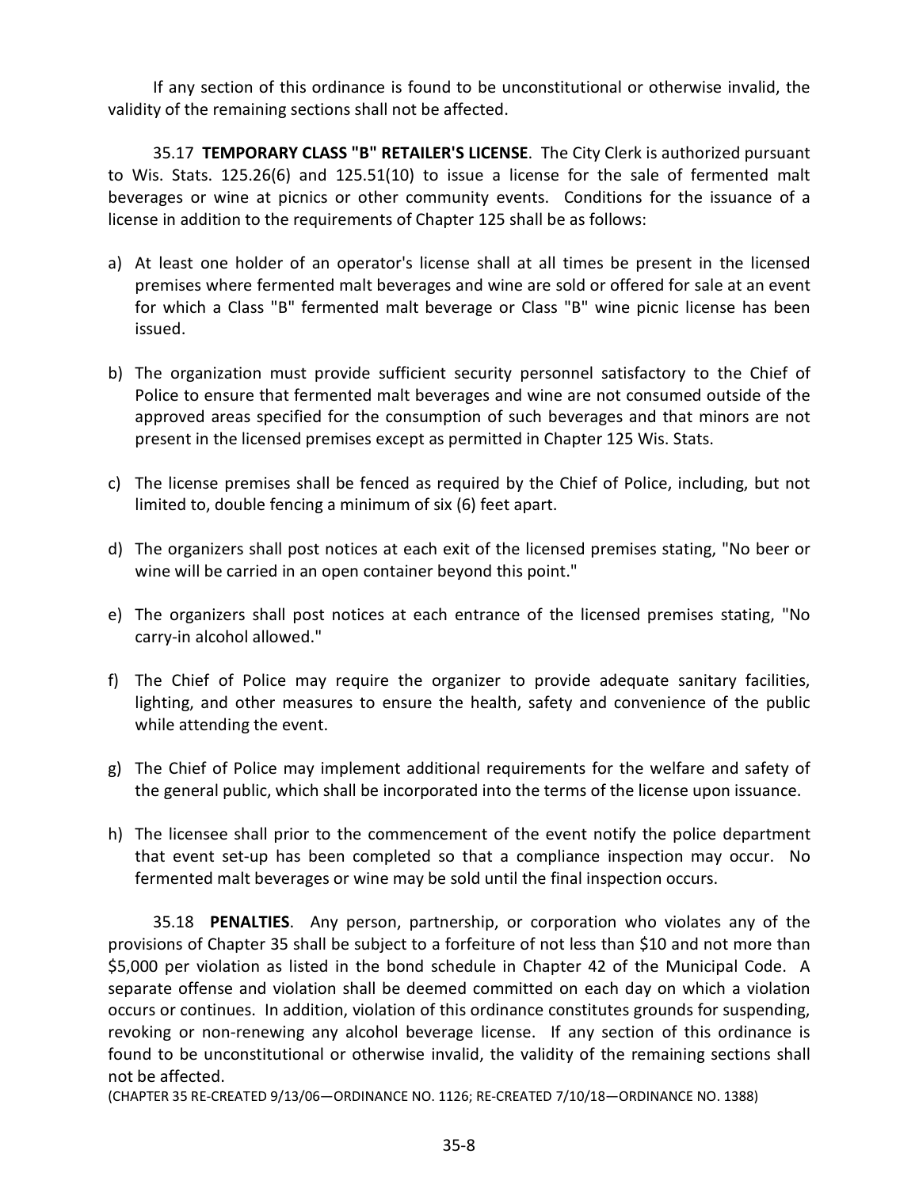If any section of this ordinance is found to be unconstitutional or otherwise invalid, the validity of the remaining sections shall not be affected.

35.17 **TEMPORARY CLASS "B" RETAILER'S LICENSE**. The City Clerk is authorized pursuant to Wis. Stats. 125.26(6) and 125.51(10) to issue a license for the sale of fermented malt beverages or wine at picnics or other community events. Conditions for the issuance of a license in addition to the requirements of Chapter 125 shall be as follows:

a) At least one holder of an operator's license shall at all times be present in the licensed premises where fermented malt beverages and wine are sold or offered for sale at an event for which a Class "B" fermented malt beverage or Class "B" wine picnic license has been issued.

b) The organization must provide sufficient security personnel satisfactory to the Chief of Police to ensure that fermented malt beverages and wine are not consumed outside of the approved areas specified for the consumption of such beverages and that minors are not present in the licensed premises except as permitted in Chapter 125 Wis. Stats.

c) The license premises shall be fenced as required by the Chief of Police, including, but not limited to, double fencing a minimum of six (6) feet apart.

d) The organizers shall post notices at each exit of the licensed premises stating, "No beer or wine will be carried in an open container beyond this point."

e) The organizers shall post notices at each entrance of the licensed premises stating, "No carry-in alcohol allowed."

f) The Chief of Police may require the organizer to provide adequate sanitary facilities, lighting, and other measures to ensure the health, safety and convenience of the public while attending the event.

g) The Chief of Police may implement additional requirements for the welfare and safety of the general public, which shall be incorporated into the terms of the license upon issuance.

h) The licensee shall prior to the commencement of the event notify the police department that event set-up has been completed so that a compliance inspection may occur. No fermented malt beverages or wine may be sold until the final inspection occurs.

35.18 **PENALTIES**. Any person, partnership, or corporation who violates any of the provisions of Chapter 35 shall be subject to a forfeiture of not less than $10 and not more than $5,000 per violation as listed in the bond schedule in Chapter 42 of the Municipal Code. A separate offense and violation shall be deemed committed on each day on which a violation occurs or continues. In addition, violation of this ordinance constitutes grounds for suspending, revoking or non-renewing any alcohol beverage license. If any section of this ordinance is found to be unconstitutional or otherwise invalid, the validity of the remaining sections shall not be affected.

(CHAPTER 35 RE-CREATED 9/13/06—ORDINANCE NO. 1126; RE-CREATED 7/10/18—ORDINANCE NO. 1388)